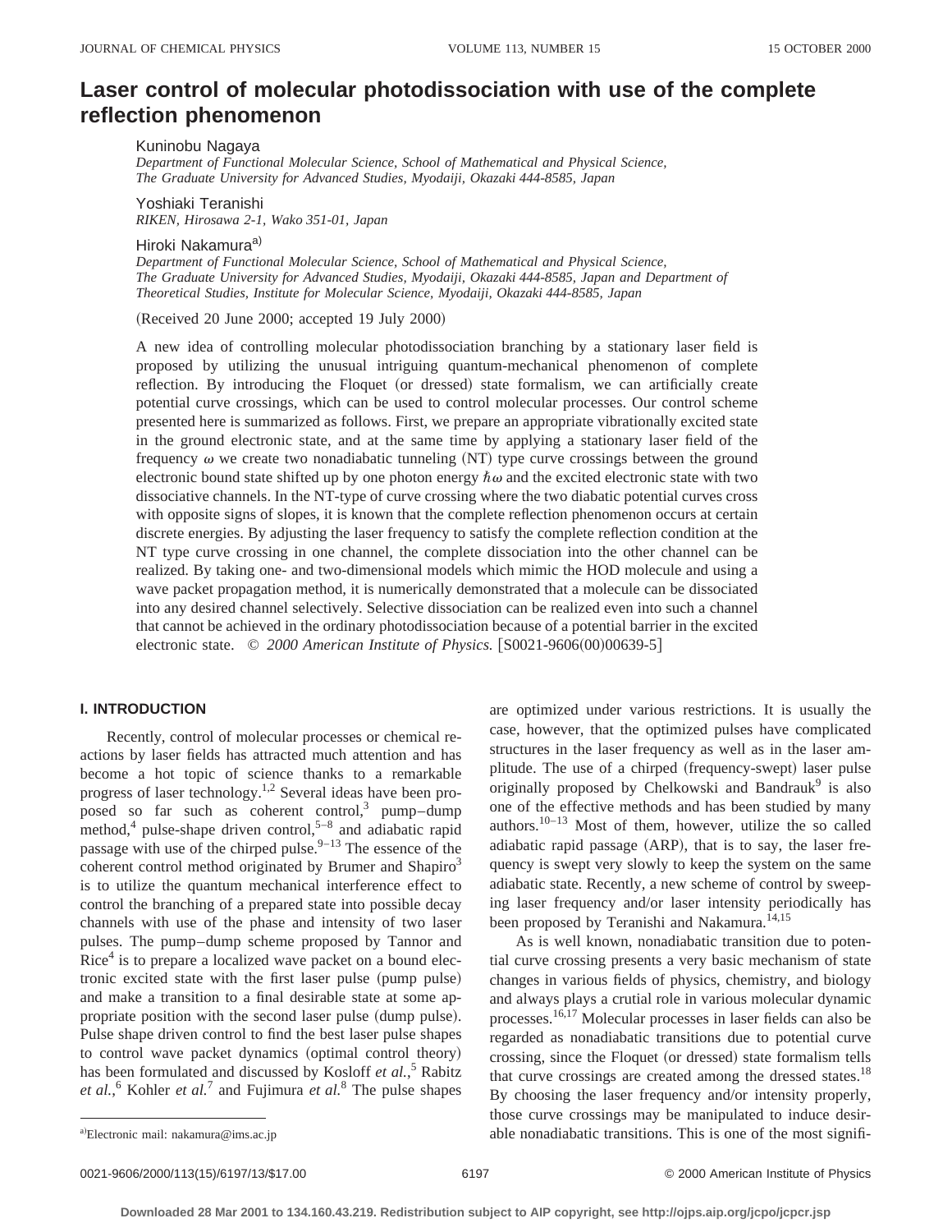# Laser control of molecular photodissociation with use of the complete reflection phenomenon

Kuninobu Nagaya
*Department of Functional Molecular Science, School of Mathematical and Physical Science, The Graduate University for Advanced Studies, Myodaiji, Okazaki 444-8585, Japan*

Yoshiaki Teranishi
*RIKEN, Hirosawa 2-1, Wako 351-01, Japan*

Hiroki Nakamura[a]
*Department of Functional Molecular Science, School of Mathematical and Physical Science, The Graduate University for Advanced Studies, Myodaiji, Okazaki 444-8585, Japan and Department of Theoretical Studies, Institute for Molecular Science, Myodaiji, Okazaki 444-8585, Japan*

(Received 20 June 2000; accepted 19 July 2000)

A new idea of controlling molecular photodissociation branching by a stationary laser field is proposed by utilizing the unusual intriguing quantum-mechanical phenomenon of complete reflection. By introducing the Floquet (or dressed) state formalism, we can artificially create potential curve crossings, which can be used to control molecular processes. Our control scheme presented here is summarized as follows. First, we prepare an appropriate vibrationally excited state in the ground electronic state, and at the same time by applying a stationary laser field of the frequency $\omega$ we create two nonadiabatic tunneling (NT) type curve crossings between the ground electronic bound state shifted up by one photon energy $\hbar\omega$ and the excited electronic state with two dissociative channels. In the NT-type of curve crossing where the two diabatic potential curves cross with opposite signs of slopes, it is known that the complete reflection phenomenon occurs at certain discrete energies. By adjusting the laser frequency to satisfy the complete reflection condition at the NT type curve crossing in one channel, the complete dissociation into the other channel can be realized. By taking one- and two-dimensional models which mimic the HOD molecule and using a wave packet propagation method, it is numerically demonstrated that a molecule can be dissociated into any desired channel selectively. Selective dissociation can be realized even into such a channel that cannot be achieved in the ordinary photodissociation because of a potential barrier in the excited electronic state. © *2000 American Institute of Physics.* [S0021-9606(00)00639-5]

## I. INTRODUCTION

Recently, control of molecular processes or chemical reactions by laser fields has attracted much attention and has become a hot topic of science thanks to a remarkable progress of laser technology.[1,2] Several ideas have been proposed so far such as coherent control,[3] pump–dump method,[4] pulse-shape driven control,[5–8] and adiabatic rapid passage with use of the chirped pulse.[9–13] The essence of the coherent control method originated by Brumer and Shapiro[3] is to utilize the quantum mechanical interference effect to control the branching of a prepared state into possible decay channels with use of the phase and intensity of two laser pulses. The pump–dump scheme proposed by Tannor and Rice[4] is to prepare a localized wave packet on a bound electronic excited state with the first laser pulse (pump pulse) and make a transition to a final desirable state at some appropriate position with the second laser pulse (dump pulse). Pulse shape driven control to find the best laser pulse shapes to control wave packet dynamics (optimal control theory) has been formulated and discussed by Kosloff *et al.*,[5] Rabitz *et al.*,[6] Kohler *et al.*[7] and Fujimura *et al.*[8] The pulse shapes are optimized under various restrictions. It is usually the case, however, that the optimized pulses have complicated structures in the laser frequency as well as in the laser amplitude. The use of a chirped (frequency-swept) laser pulse originally proposed by Chelkowski and Bandrauk[9] is also one of the effective methods and has been studied by many authors.[10–13] Most of them, however, utilize the so called adiabatic rapid passage (ARP), that is to say, the laser frequency is swept very slowly to keep the system on the same adiabatic state. Recently, a new scheme of control by sweeping laser frequency and/or laser intensity periodically has been proposed by Teranishi and Nakamura.[14,15]

As is well known, nonadiabatic transition due to potential curve crossing presents a very basic mechanism of state changes in various fields of physics, chemistry, and biology and always plays a crutial role in various molecular dynamic processes.[16,17] Molecular processes in laser fields can also be regarded as nonadiabatic transitions due to potential curve crossing, since the Floquet (or dressed) state formalism tells that curve crossings are created among the dressed states.[18] By choosing the laser frequency and/or intensity properly, those curve crossings may be manipulated to induce desirable nonadiabatic transitions. This is one of the most signifi-

[a]Electronic mail: nakamura@ims.ac.jp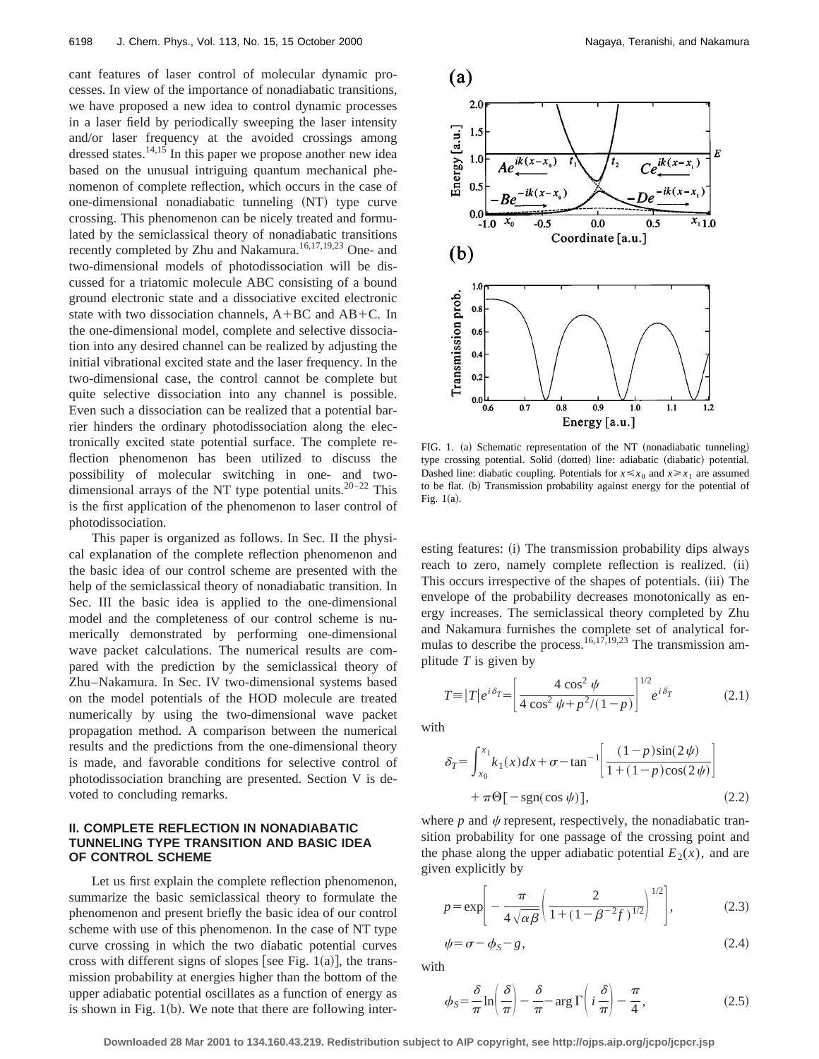cant features of laser control of molecular dynamic processes. In view of the importance of nonadiabatic transitions, we have proposed a new idea to control dynamic processes in a laser field by periodically sweeping the laser intensity and/or laser frequency at the avoided crossings among dressed states.[14,15] In this paper we propose another new idea based on the unusual intriguing quantum mechanical phenomenon of complete reflection, which occurs in the case of one-dimensional nonadiabatic tunneling (NT) type curve crossing. This phenomenon can be nicely treated and formulated by the semiclassical theory of nonadiabatic transitions recently completed by Zhu and Nakamura.[16,17,19,23] One- and two-dimensional models of photodissociation will be discussed for a triatomic molecule ABC consisting of a bound ground electronic state and a dissociative excited electronic state with two dissociation channels, A+BC and AB+C. In the one-dimensional model, complete and selective dissociation into any desired channel can be realized by adjusting the initial vibrational excited state and the laser frequency. In the two-dimensional case, the control cannot be complete but quite selective dissociation into any channel is possible. Even such a dissociation can be realized that a potential barrier hinders the ordinary photodissociation along the electronically excited state potential surface. The complete reflection phenomenon has been utilized to discuss the possibility of molecular switching in one- and two-dimensional arrays of the NT type potential units.[20–22] This is the first application of the phenomenon to laser control of photodissociation.

This paper is organized as follows. In Sec. II the physical explanation of the complete reflection phenomenon and the basic idea of our control scheme are presented with the help of the semiclassical theory of nonadiabatic transition. In Sec. III the basic idea is applied to the one-dimensional model and the completeness of our control scheme is numerically demonstrated by performing one-dimensional wave packet calculations. The numerical results are compared with the prediction by the semiclassical theory of Zhu–Nakamura. In Sec. IV two-dimensional systems based on the model potentials of the HOD molecule are treated numerically by using the two-dimensional wave packet propagation method. A comparison between the numerical results and the predictions from the one-dimensional theory is made, and favorable conditions for selective control of photodissociation branching are presented. Section V is devoted to concluding remarks.

## II. COMPLETE REFLECTION IN NONADIABATIC TUNNELING TYPE TRANSITION AND BASIC IDEA OF CONTROL SCHEME

Let us first explain the complete reflection phenomenon, summarize the basic semiclassical theory to formulate the phenomenon and present briefly the basic idea of our control scheme with use of this phenomenon. In the case of NT type curve crossing in which the two diabatic potential curves cross with different signs of slopes [see Fig. 1(a)], the transmission probability at energies higher than the bottom of the upper adiabatic potential oscillates as a function of energy as is shown in Fig. 1(b). We note that there are following interesting features: (i) The transmission probability dips always reach to zero, namely complete reflection is realized. (ii) This occurs irrespective of the shapes of potentials. (iii) The envelope of the probability decreases monotonically as energy increases. The semiclassical theory completed by Zhu and Nakamura furnishes the complete set of analytical formulas to describe the process.[16,17,19,23] The transmission amplitude $T$ is given by

(a)

Energy [a.u.]

Coordinate [a.u.]

$E$ $t_1$ $t_2$ $x_0$ $x_1$

$Ae^{ik(x-x_0)}$ $Ce^{ik(x-x_1)}$ $-Be^{-ik(x-x_0)}$ $-De^{-ik(x-x_1)}$

(b)

Transmission prob.

Energy [a.u.]

FIG. 1. (a) Schematic representation of the NT (nonadiabatic tunneling) type crossing potential. Solid (dotted) line: adiabatic (diabatic) potential. Dashed line: diabatic coupling. Potentials for $x \leq x_0$ and $x \geq x_1$ are assumed to be flat. (b) Transmission probability against energy for the potential of Fig. 1(a).

$$T \equiv |T| e^{i\delta_T} = \left[ \frac{4\cos^2\psi}{4\cos^2\psi + p^2/(1-p)} \right]^{1/2} e^{i\delta_T} \tag{2.1}$$

with

$$\delta_T = \int_{x_0}^{x_1} k_1(x)\,dx + \sigma - \tan^{-1}\left[ \frac{(1-p)\sin(2\psi)}{1+(1-p)\cos(2\psi)} \right] + \pi\Theta[-\mathrm{sgn}(\cos\psi)], \tag{2.2}$$

where $p$ and $\psi$ represent, respectively, the nonadiabatic transition probability for one passage of the crossing point and the phase along the upper adiabatic potential $E_2(x)$, and are given explicitly by

$$p = \exp\left[ -\frac{\pi}{4\sqrt{\alpha\beta}} \left( \frac{2}{1+(1-\beta^{-2}f)^{1/2}} \right)^{1/2} \right], \tag{2.3}$$

$$\psi = \sigma - \phi_S - g, \tag{2.4}$$

with

$$\phi_S = \frac{\delta}{\pi}\ln\left(\frac{\delta}{\pi}\right) - \frac{\delta}{\pi} - \arg\Gamma\left(i\frac{\delta}{\pi}\right) - \frac{\pi}{4}, \tag{2.5}$$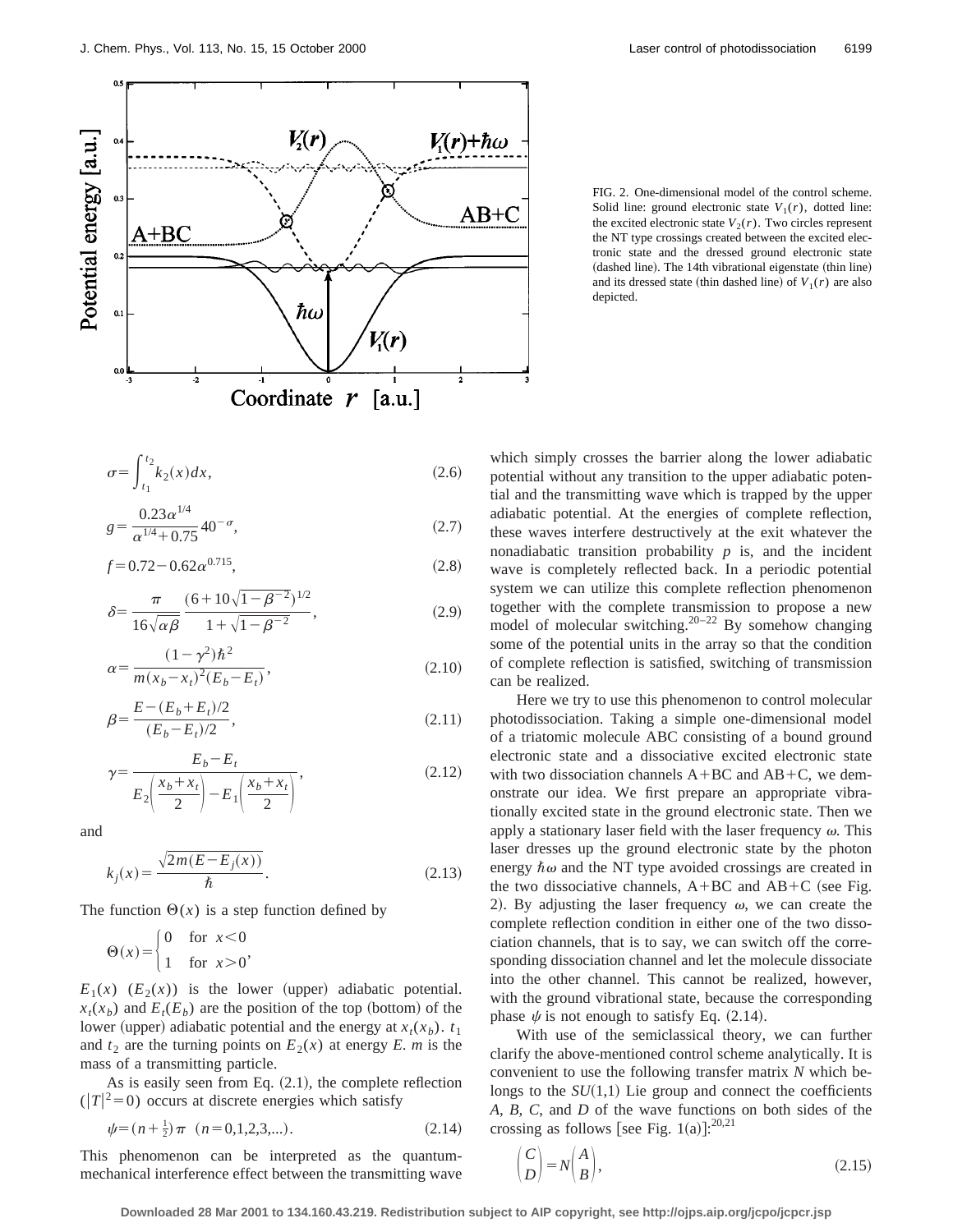FIG. 2. One-dimensional model of the control scheme. Solid line: ground electronic state $V_1(r)$, dotted line: the excited electronic state $V_2(r)$. Two circles represent the NT type crossings created between the excited electronic state and the dressed ground electronic state (dashed line). The 14th vibrational eigenstate (thin line) and its dressed state (thin dashed line) of $V_1(r)$ are also depicted.

$$\sigma = \int_{t_1}^{t_2} k_2(x)dx, \tag{2.6}$$

$$g = \frac{0.23\alpha^{1/4}}{\alpha^{1/4}+0.75} 40^{-\sigma}, \tag{2.7}$$

$$f = 0.72 - 0.62\alpha^{0.715}, \tag{2.8}$$

$$\delta = \frac{\pi}{16\sqrt{\alpha\beta}} \frac{(6+10\sqrt{1-\beta^{-2}})^{1/2}}{1+\sqrt{1-\beta^{-2}}}, \tag{2.9}$$

$$\alpha = \frac{(1-\gamma^2)\hbar^2}{m(x_b-x_t)^2(E_b-E_t)}, \tag{2.10}$$

$$\beta = \frac{E-(E_b+E_t)/2}{(E_b-E_t)/2}, \tag{2.11}$$

$$\gamma = \frac{E_b - E_t}{E_2\left(\frac{x_b+x_t}{2}\right) - E_1\left(\frac{x_b+x_t}{2}\right)}, \tag{2.12}$$

and

$$k_j(x) = \frac{\sqrt{2m(E-E_j(x))}}{\hbar}. \tag{2.13}$$

The function $\Theta(x)$ is a step function defined by

$$\Theta(x) = \begin{cases} 0 & \text{for } x<0 \\ 1 & \text{for } x>0 \end{cases},$$

$E_1(x)$ ($E_2(x)$) is the lower (upper) adiabatic potential. $x_t(x_b)$ and $E_t(E_b)$ are the position of the top (bottom) of the lower (upper) adiabatic potential and the energy at $x_t(x_b)$. $t_1$ and $t_2$ are the turning points on $E_2(x)$ at energy $E$. $m$ is the mass of a transmitting particle.

As is easily seen from Eq. (2.1), the complete reflection ($|T|^2=0$) occurs at discrete energies which satisfy

$$\psi = (n+\tfrac{1}{2})\pi \quad (n=0,1,2,3,...). \tag{2.14}$$

This phenomenon can be interpreted as the quantum-mechanical interference effect between the transmitting wave which simply crosses the barrier along the lower adiabatic potential without any transition to the upper adiabatic potential and the transmitting wave which is trapped by the upper adiabatic potential. At the energies of complete reflection, these waves interfere destructively at the exit whatever the nonadiabatic transition probability $p$ is, and the incident wave is completely reflected back. In a periodic potential system we can utilize this complete reflection phenomenon together with the complete transmission to propose a new model of molecular switching.[20–22] By somehow changing some of the potential units in the array so that the condition of complete reflection is satisfied, switching of transmission can be realized.

Here we try to use this phenomenon to control molecular photodissociation. Taking a simple one-dimensional model of a triatomic molecule ABC consisting of a bound ground electronic state and a dissociative excited electronic state with two dissociation channels A+BC and AB+C, we demonstrate our idea. We first prepare an appropriate vibrationally excited state in the ground electronic state. Then we apply a stationary laser field with the laser frequency $\omega$. This laser dresses up the ground electronic state by the photon energy $\hbar\omega$ and the NT type avoided crossings are created in the two dissociative channels, A+BC and AB+C (see Fig. 2). By adjusting the laser frequency $\omega$, we can create the complete reflection condition in either one of the two dissociation channels, that is to say, we can switch off the corresponding dissociation channel and let the molecule dissociate into the other channel. This cannot be realized, however, with the ground vibrational state, because the corresponding phase $\psi$ is not enough to satisfy Eq. (2.14).

With use of the semiclassical theory, we can further clarify the above-mentioned control scheme analytically. It is convenient to use the following transfer matrix $N$ which belongs to the $SU(1,1)$ Lie group and connect the coefficients $A$, $B$, $C$, and $D$ of the wave functions on both sides of the crossing as follows [see Fig. 1(a)]:[20,21]

$$\begin{pmatrix} C \\ D \end{pmatrix} = N \begin{pmatrix} A \\ B \end{pmatrix}, \tag{2.15}$$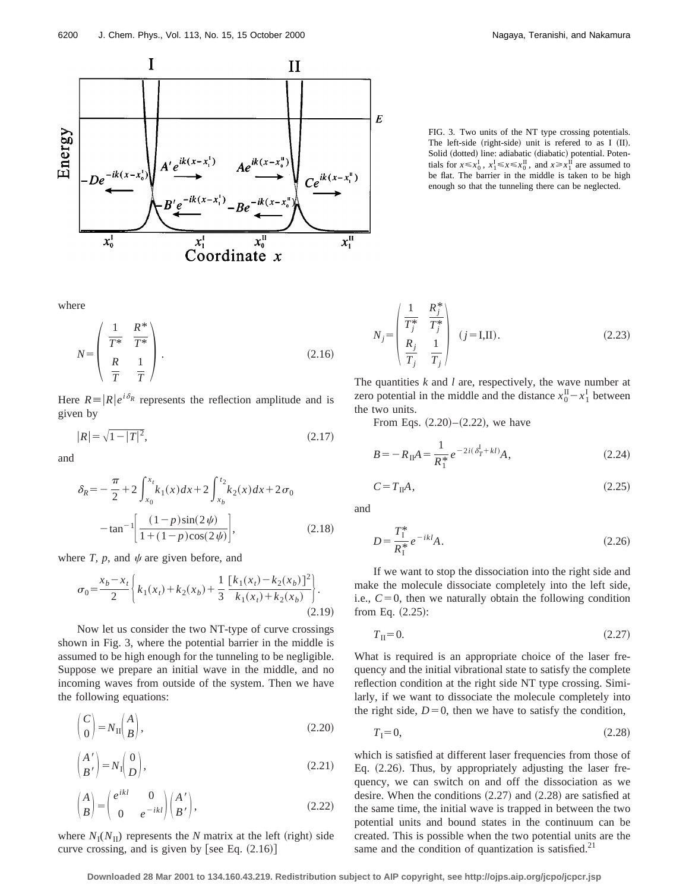FIG. 3. Two units of the NT type crossing potentials. The left-side (right-side) unit is refered to as I (II). Solid (dotted) line: adiabatic (diabatic) potential. Potentials for $x \leq x_0^{\rm I}$, $x_1^{\rm I} \leq x \leq x_0^{\rm II}$, and $x \geq x_1^{\rm II}$ are assumed to be flat. The barrier in the middle is taken to be high enough so that the tunneling there can be neglected.

where

$$N = \begin{pmatrix} \dfrac{1}{T^*} & \dfrac{R^*}{T^*} \\ \dfrac{R}{T} & \dfrac{1}{T} \end{pmatrix}. \tag{2.16}$$

Here $R \equiv |R| e^{i\delta_R}$ represents the reflection amplitude and is given by

$$|R| = \sqrt{1 - |T|^2}, \tag{2.17}$$

and

$$\delta_R = -\frac{\pi}{2} + 2\int_{x_0}^{x_t} k_1(x)dx + 2\int_{x_b}^{t_2} k_2(x)dx + 2\sigma_0 - \tan^{-1}\left[\frac{(1-p)\sin(2\psi)}{1+(1-p)\cos(2\psi)}\right], \tag{2.18}$$

where $T$, $p$, and $\psi$ are given before, and

$$\sigma_0 = \frac{x_b - x_t}{2}\left\{ k_1(x_t) + k_2(x_b) + \frac{1}{3}\frac{[k_1(x_t) - k_2(x_b)]^2}{k_1(x_t) + k_2(x_b)} \right\}. \tag{2.19}$$

Now let us consider the two NT-type of curve crossings shown in Fig. 3, where the potential barrier in the middle is assumed to be high enough for the tunneling to be negligible. Suppose we prepare an initial wave in the middle, and no incoming waves from outside of the system. Then we have the following equations:

$$\begin{pmatrix} C \\ 0 \end{pmatrix} = N_{\rm II}\begin{pmatrix} A \\ B \end{pmatrix}, \tag{2.20}$$

$$\begin{pmatrix} A' \\ B' \end{pmatrix} = N_{\rm I}\begin{pmatrix} 0 \\ D \end{pmatrix}, \tag{2.21}$$

$$\begin{pmatrix} A \\ B \end{pmatrix} = \begin{pmatrix} e^{ikl} & 0 \\ 0 & e^{-ikl} \end{pmatrix}\begin{pmatrix} A' \\ B' \end{pmatrix}, \tag{2.22}$$

where $N_{\rm I}(N_{\rm II})$ represents the $N$ matrix at the left (right) side curve crossing, and is given by [see Eq. (2.16)]

$$N_j = \begin{pmatrix} \dfrac{1}{T_j^*} & \dfrac{R_j^*}{T_j^*} \\ \dfrac{R_j}{T_j} & \dfrac{1}{T_j} \end{pmatrix} \quad (j = {\rm I,II}). \tag{2.23}$$

The quantities $k$ and $l$ are, respectively, the wave number at zero potential in the middle and the distance $x_0^{\rm II} - x_1^{\rm I}$ between the two units.

From Eqs. (2.20)–(2.22), we have

$$B = -R_{\rm II}A = \frac{1}{R_{\rm I}^*}e^{-2i(\delta_T^{\rm I} + kl)}A, \tag{2.24}$$

$$C = T_{\rm II}A, \tag{2.25}$$

and

$$D = \frac{T_{\rm I}^*}{R_{\rm I}^*}e^{-ikl}A. \tag{2.26}$$

If we want to stop the dissociation into the right side and make the molecule dissociate completely into the left side, i.e., $C = 0$, then we naturally obtain the following condition from Eq. (2.25):

$$T_{\rm II} = 0. \tag{2.27}$$

What is required is an appropriate choice of the laser frequency and the initial vibrational state to satisfy the complete reflection condition at the right side NT type crossing. Similarly, if we want to dissociate the molecule completely into the right side, $D = 0$, then we have to satisfy the condition,

$$T_{\rm I} = 0, \tag{2.28}$$

which is satisfied at different laser frequencies from those of Eq. (2.26). Thus, by appropriately adjusting the laser frequency, we can switch on and off the dissociation as we desire. When the conditions (2.27) and (2.28) are satisfied at the same time, the initial wave is trapped in between the two potential units and bound states in the continuum can be created. This is possible when the two potential units are the same and the condition of quantization is satisfied.[21]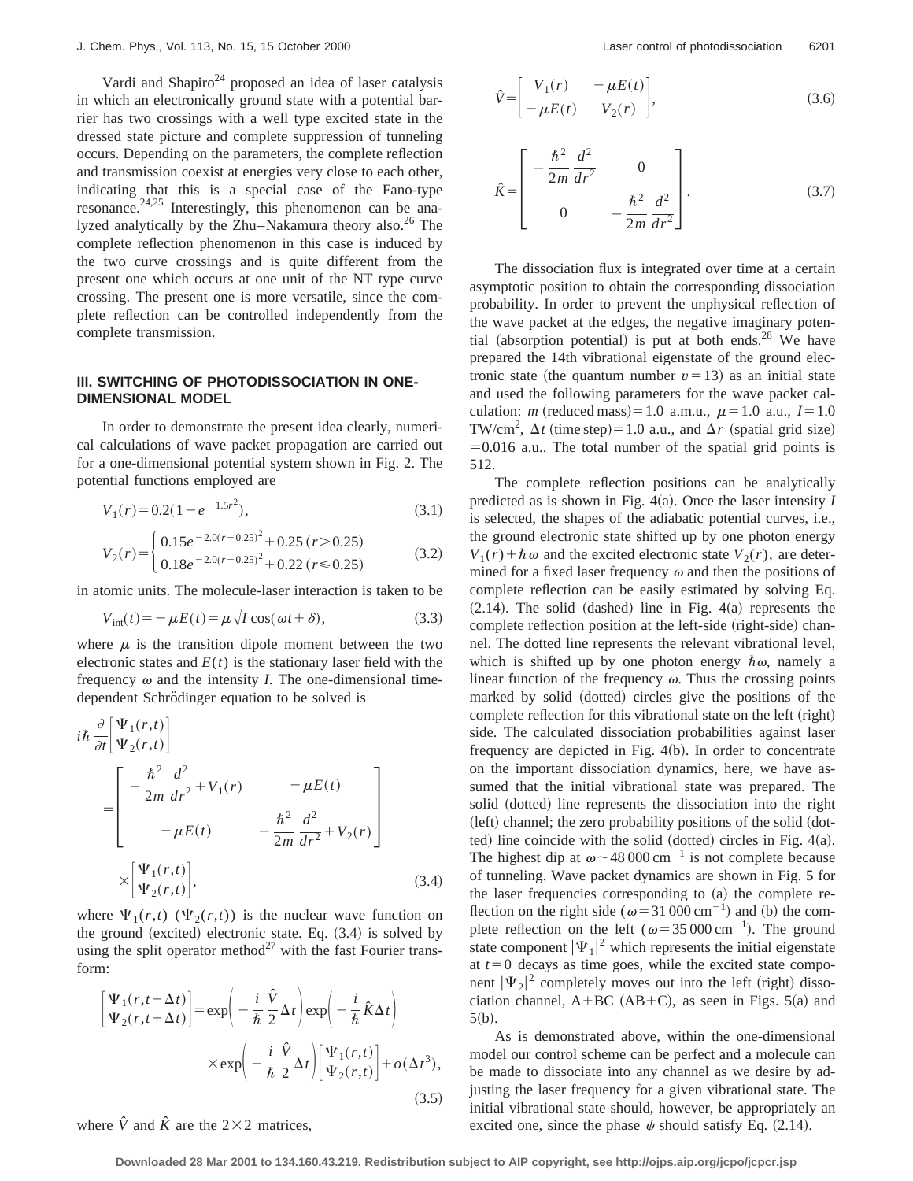Vardi and Shapiro[24] proposed an idea of laser catalysis in which an electronically ground state with a potential barrier has two crossings with a well type excited state in the dressed state picture and complete suppression of tunneling occurs. Depending on the parameters, the complete reflection and transmission coexist at energies very close to each other, indicating that this is a special case of the Fano-type resonance.[24,25] Interestingly, this phenomenon can be analyzed analytically by the Zhu–Nakamura theory also.[26] The complete reflection phenomenon in this case is induced by the two curve crossings and is quite different from the present one which occurs at one unit of the NT type curve crossing. The present one is more versatile, since the complete reflection can be controlled independently from the complete transmission.

## III. SWITCHING OF PHOTODISSOCIATION IN ONE-DIMENSIONAL MODEL

In order to demonstrate the present idea clearly, numerical calculations of wave packet propagation are carried out for a one-dimensional potential system shown in Fig. 2. The potential functions employed are

$$V_1(r) = 0.2(1 - e^{-1.5r^2}), \tag{3.1}$$

$$V_2(r) = \begin{cases} 0.15e^{-2.0(r-0.25)^2} + 0.25\,(r > 0.25) \\ 0.18e^{-2.0(r-0.25)^2} + 0.22\,(r \leqslant 0.25) \end{cases} \tag{3.2}$$

in atomic units. The molecule-laser interaction is taken to be

$$V_{\text{int}}(t) = -\mu E(t) = \mu\sqrt{I}\cos(\omega t + \delta), \tag{3.3}$$

where $\mu$ is the transition dipole moment between the two electronic states and $E(t)$ is the stationary laser field with the frequency $\omega$ and the intensity $I$. The one-dimensional time-dependent Schrödinger equation to be solved is

$$i\hbar\frac{\partial}{\partial t}\begin{bmatrix}\Psi_1(r,t)\\ \Psi_2(r,t)\end{bmatrix} = \begin{bmatrix} -\frac{\hbar^2}{2m}\frac{d^2}{dr^2} + V_1(r) & -\mu E(t) \\ -\mu E(t) & -\frac{\hbar^2}{2m}\frac{d^2}{dr^2} + V_2(r) \end{bmatrix} \times \begin{bmatrix}\Psi_1(r,t)\\ \Psi_2(r,t)\end{bmatrix}, \tag{3.4}$$

where $\Psi_1(r,t)$ ($\Psi_2(r,t)$) is the nuclear wave function on the ground (excited) electronic state. Eq. (3.4) is solved by using the split operator method[27] with the fast Fourier transform:

$$\begin{bmatrix}\Psi_1(r,t+\Delta t)\\ \Psi_2(r,t+\Delta t)\end{bmatrix} = \exp\left(-\frac{i}{\hbar}\frac{\hat{V}}{2}\Delta t\right)\exp\left(-\frac{i}{\hbar}\hat{K}\Delta t\right) \times \exp\left(-\frac{i}{\hbar}\frac{\hat{V}}{2}\Delta t\right)\begin{bmatrix}\Psi_1(r,t)\\ \Psi_2(r,t)\end{bmatrix} + o(\Delta t^3), \tag{3.5}$$

where $\hat{V}$ and $\hat{K}$ are the $2\times 2$ matrices,

$$\hat{V} = \begin{bmatrix} V_1(r) & -\mu E(t) \\ -\mu E(t) & V_2(r) \end{bmatrix}, \tag{3.6}$$

$$\hat{K} = \begin{bmatrix} -\frac{\hbar^2}{2m}\frac{d^2}{dr^2} & 0 \\ 0 & -\frac{\hbar^2}{2m}\frac{d^2}{dr^2} \end{bmatrix}. \tag{3.7}$$

The dissociation flux is integrated over time at a certain asymptotic position to obtain the corresponding dissociation probability. In order to prevent the unphysical reflection of the wave packet at the edges, the negative imaginary potential (absorption potential) is put at both ends.[28] We have prepared the 14th vibrational eigenstate of the ground electronic state (the quantum number $v = 13$) as an initial state and used the following parameters for the wave packet calculation: $m$ (reduced mass) = 1.0 a.m.u., $\mu = 1.0$ a.u., $I = 1.0$ TW/cm$^2$, $\Delta t$ (time step) = 1.0 a.u., and $\Delta r$ (spatial grid size) = 0.016 a.u.. The total number of the spatial grid points is 512.

The complete reflection positions can be analytically predicted as is shown in Fig. 4(a). Once the laser intensity $I$ is selected, the shapes of the adiabatic potential curves, i.e., the ground electronic state shifted up by one photon energy $V_1(r) + \hbar\omega$ and the excited electronic state $V_2(r)$, are determined for a fixed laser frequency $\omega$ and then the positions of complete reflection can be easily estimated by solving Eq. (2.14). The solid (dashed) line in Fig. 4(a) represents the complete reflection position at the left-side (right-side) channel. The dotted line represents the relevant vibrational level, which is shifted up by one photon energy $\hbar\omega$, namely a linear function of the frequency $\omega$. Thus the crossing points marked by solid (dotted) circles give the positions of the complete reflection for this vibrational state on the left (right) side. The calculated dissociation probabilities against laser frequency are depicted in Fig. 4(b). In order to concentrate on the important dissociation dynamics, here, we have assumed that the initial vibrational state was prepared. The solid (dotted) line represents the dissociation into the right (left) channel; the zero probability positions of the solid (dotted) line coincide with the solid (dotted) circles in Fig. 4(a). The highest dip at $\omega \sim 48\,000\,\text{cm}^{-1}$ is not complete because of tunneling. Wave packet dynamics are shown in Fig. 5 for the laser frequencies corresponding to (a) the complete reflection on the right side ($\omega = 31\,000\,\text{cm}^{-1}$) and (b) the complete reflection on the left ($\omega = 35\,000\,\text{cm}^{-1}$). The ground state component $|\Psi_1|^2$ which represents the initial eigenstate at $t = 0$ decays as time goes, while the excited state component $|\Psi_2|^2$ completely moves out into the left (right) dissociation channel, A+BC (AB+C), as seen in Figs. 5(a) and 5(b).

As is demonstrated above, within the one-dimensional model our control scheme can be perfect and a molecule can be made to dissociate into any channel as we desire by adjusting the laser frequency for a given vibrational state. The initial vibrational state should, however, be appropriately an excited one, since the phase $\psi$ should satisfy Eq. (2.14).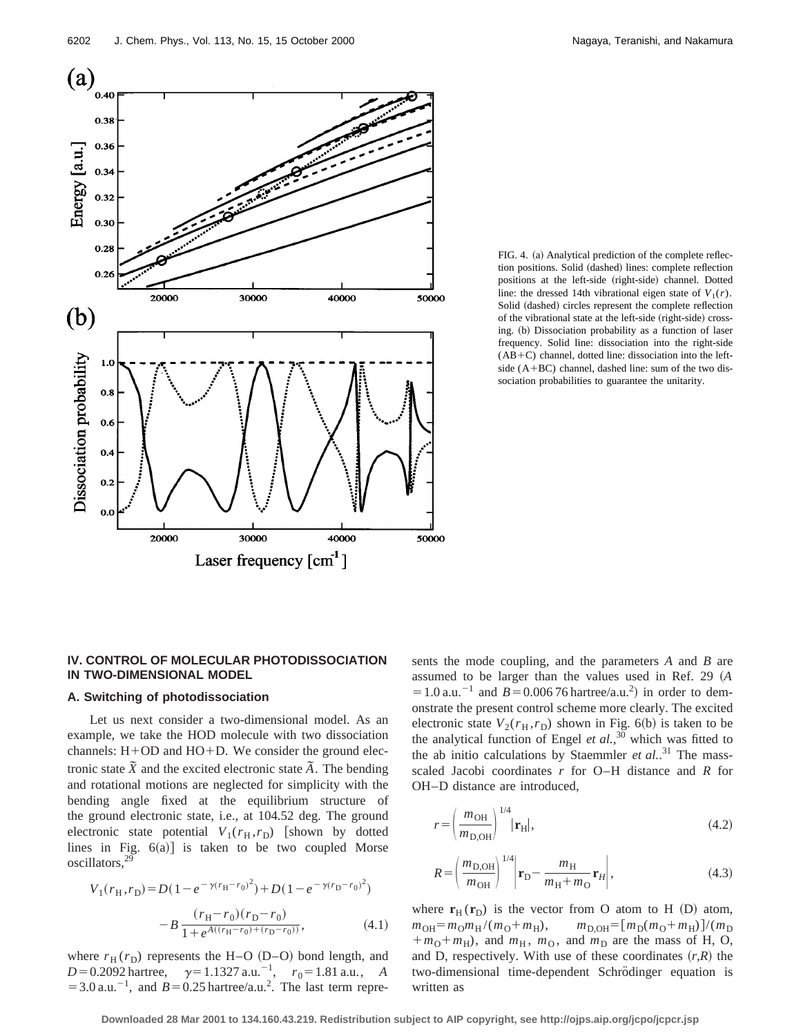FIG. 4. (a) Analytical prediction of the complete reflection positions. Solid (dashed) lines: complete reflection positions at the left-side (right-side) channel. Dotted line: the dressed 14th vibrational eigen state of $V_1(r)$. Solid (dashed) circles represent the complete reflection of the vibrational state at the left-side (right-side) crossing. (b) Dissociation probability as a function of laser frequency. Solid line: dissociation into the right-side (AB+C) channel, dotted line: dissociation into the left-side (A+BC) channel, dashed line: sum of the two dissociation probabilities to guarantee the unitarity.

## IV. CONTROL OF MOLECULAR PHOTODISSOCIATION IN TWO-DIMENSIONAL MODEL

### A. Switching of photodissociation

Let us next consider a two-dimensional model. As an example, we take the HOD molecule with two dissociation channels: H+OD and HO+D. We consider the ground electronic state $\tilde{X}$ and the excited electronic state $\tilde{A}$. The bending and rotational motions are neglected for simplicity with the bending angle fixed at the equilibrium structure of the ground electronic state, i.e., at 104.52 deg. The ground electronic state potential $V_1(r_H, r_D)$ [shown by dotted lines in Fig. 6(a)] is taken to be two coupled Morse oscillators,[29]

$$V_1(r_H, r_D) = D(1 - e^{-\gamma(r_H - r_0)^2}) + D(1 - e^{-\gamma(r_D - r_0)^2}) - B\frac{(r_H - r_0)(r_D - r_0)}{1 + e^{A((r_H - r_0) + (r_D - r_0))}}, \quad (4.1)$$

where $r_H$ ($r_D$) represents the H–O (D–O) bond length, and $D = 0.2092$ hartree, $\gamma = 1.1327$ a.u.$^{-1}$, $r_0 = 1.81$ a.u., $A = 3.0$ a.u.$^{-1}$, and $B = 0.25$ hartree/a.u.$^2$. The last term represents the mode coupling, and the parameters $A$ and $B$ are assumed to be larger than the values used in Ref. 29 ($A = 1.0$ a.u.$^{-1}$ and $B = 0.006\,76$ hartree/a.u.$^2$) in order to demonstrate the present control scheme more clearly. The excited electronic state $V_2(r_H, r_D)$ shown in Fig. 6(b) is taken to be the analytical function of Engel *et al.*,[30] which was fitted to the ab initio calculations by Staemmler *et al.*.[31] The mass-scaled Jacobi coordinates $r$ for O–H distance and $R$ for OH–D distance are introduced,

$$r = \left(\frac{m_{OH}}{m_{D,OH}}\right)^{1/4} |\mathbf{r}_H|, \quad (4.2)$$

$$R = \left(\frac{m_{D,OH}}{m_{OH}}\right)^{1/4} \left|\mathbf{r}_D - \frac{m_H}{m_H + m_O}\mathbf{r}_H\right|, \quad (4.3)$$

where $\mathbf{r}_H$ ($\mathbf{r}_D$) is the vector from O atom to H (D) atom, $m_{OH} = m_O m_H/(m_O + m_H)$, $m_{D,OH} = [m_D(m_O + m_H)]/(m_D + m_O + m_H)$, and $m_H$, $m_O$, and $m_D$ are the mass of H, O, and D, respectively. With use of these coordinates $(r,R)$ the two-dimensional time-dependent Schrödinger equation is written as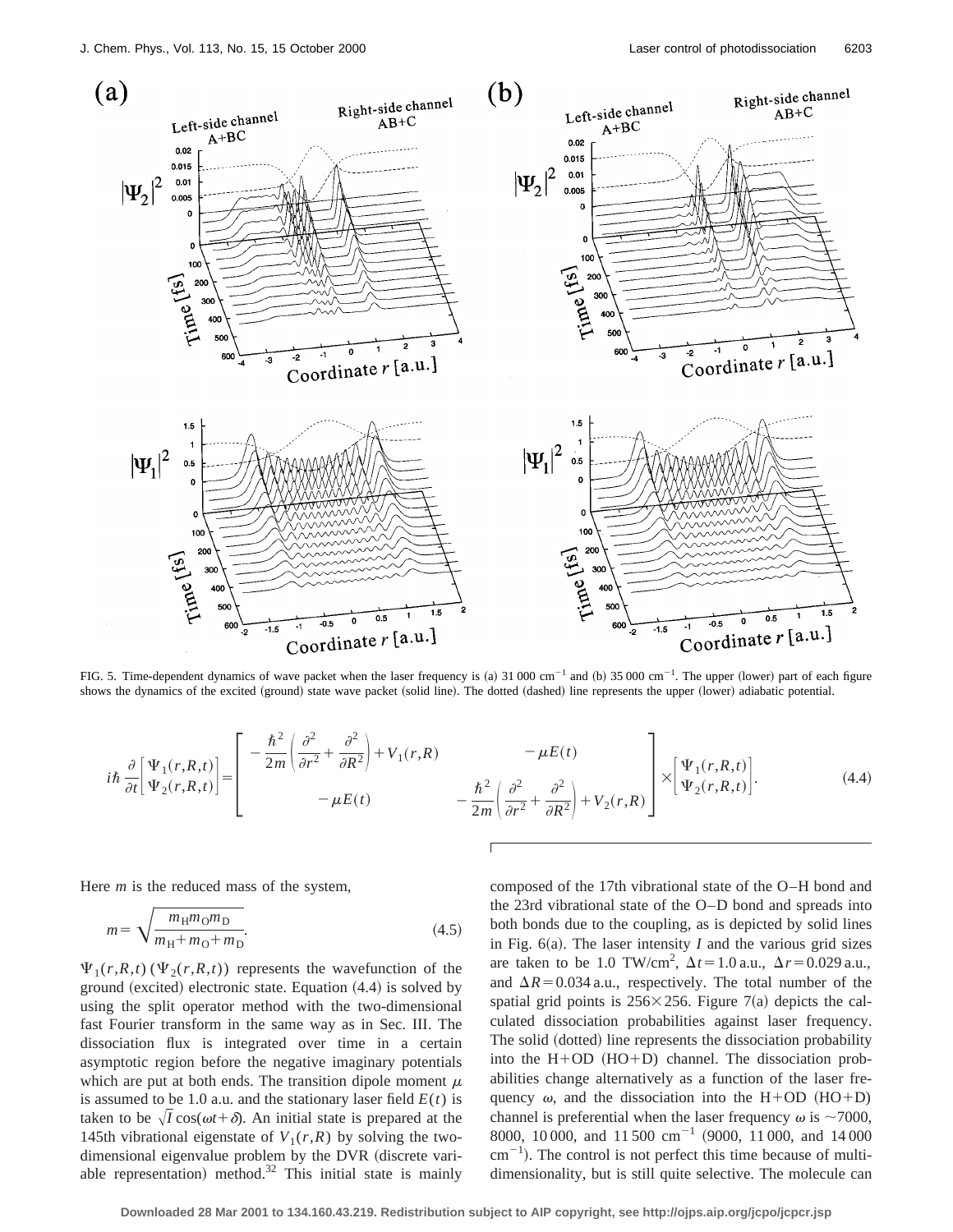FIG. 5. Time-dependent dynamics of wave packet when the laser frequency is (a) 31 000 cm$^{-1}$ and (b) 35 000 cm$^{-1}$. The upper (lower) part of each figure shows the dynamics of the excited (ground) state wave packet (solid line). The dotted (dashed) line represents the upper (lower) adiabatic potential.

$$i\hbar \frac{\partial}{\partial t}\begin{bmatrix} \Psi_1(r,R,t) \\ \Psi_2(r,R,t) \end{bmatrix} = \begin{bmatrix} -\frac{\hbar^2}{2m}\left(\frac{\partial^2}{\partial r^2}+\frac{\partial^2}{\partial R^2}\right)+V_1(r,R) & -\mu E(t) \\ -\mu E(t) & -\frac{\hbar^2}{2m}\left(\frac{\partial^2}{\partial r^2}+\frac{\partial^2}{\partial R^2}\right)+V_2(r,R) \end{bmatrix} \times \begin{bmatrix} \Psi_1(r,R,t) \\ \Psi_2(r,R,t) \end{bmatrix}. \tag{4.4}$$

Here $m$ is the reduced mass of the system,

$$m = \sqrt{\frac{m_H m_O m_D}{m_H + m_O + m_D}}. \tag{4.5}$$

$\Psi_1(r,R,t)$ ($\Psi_2(r,R,t)$) represents the wavefunction of the ground (excited) electronic state. Equation (4.4) is solved by using the split operator method with the two-dimensional fast Fourier transform in the same way as in Sec. III. The dissociation flux is integrated over time in a certain asymptotic region before the negative imaginary potentials which are put at both ends. The transition dipole moment $\mu$ is assumed to be 1.0 a.u. and the stationary laser field $E(t)$ is taken to be $\sqrt{I}\cos(\omega t+\delta)$. An initial state is prepared at the 145th vibrational eigenstate of $V_1(r,R)$ by solving the two-dimensional eigenvalue problem by the DVR (discrete variable representation) method.[32] This initial state is mainly composed of the 17th vibrational state of the O–H bond and the 23rd vibrational state of the O–D bond and spreads into both bonds due to the coupling, as is depicted by solid lines in Fig. 6(a). The laser intensity $I$ and the various grid sizes are taken to be 1.0 TW/cm$^2$, $\Delta t = 1.0$ a.u., $\Delta r = 0.029$ a.u., and $\Delta R = 0.034$ a.u., respectively. The total number of the spatial grid points is $256 \times 256$. Figure 7(a) depicts the calculated dissociation probabilities against laser frequency. The solid (dotted) line represents the dissociation probability into the H+OD (HO+D) channel. The dissociation probabilities change alternatively as a function of the laser frequency $\omega$, and the dissociation into the H+OD (HO+D) channel is preferential when the laser frequency $\omega$ is ~7000, 8000, 10 000, and 11 500 cm$^{-1}$ (9000, 11 000, and 14 000 cm$^{-1}$). The control is not perfect this time because of multidimensionality, but is still quite selective. The molecule can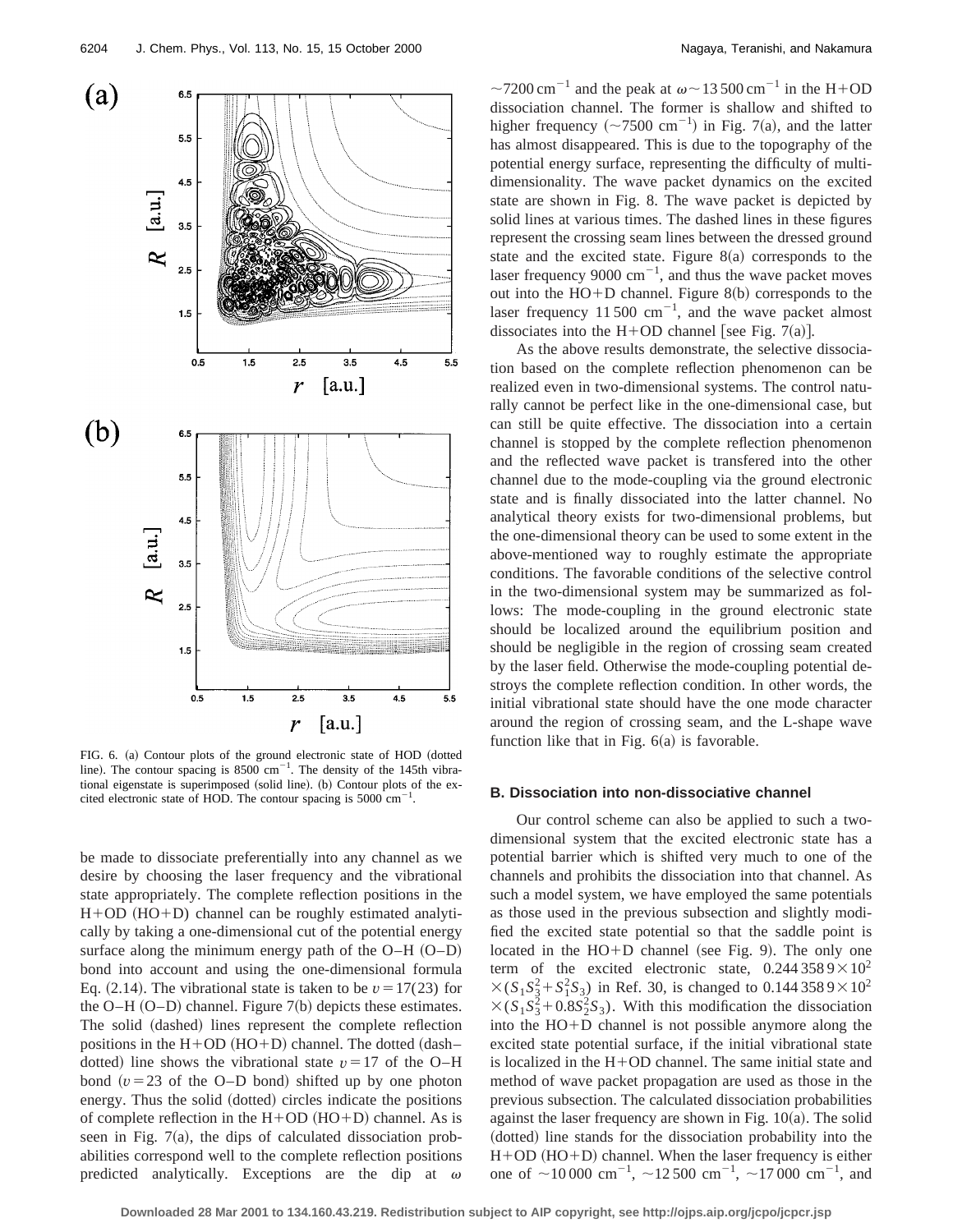FIG. 6. (a) Contour plots of the ground electronic state of HOD (dotted line). The contour spacing is 8500 $\mathrm{cm}^{-1}$. The density of the 145th vibrational eigenstate is superimposed (solid line). (b) Contour plots of the excited electronic state of HOD. The contour spacing is 5000 $\mathrm{cm}^{-1}$.

be made to dissociate preferentially into any channel as we desire by choosing the laser frequency and the vibrational state appropriately. The complete reflection positions in the H+OD (HO+D) channel can be roughly estimated analytically by taking a one-dimensional cut of the potential energy surface along the minimum energy path of the O–H (O–D) bond into account and using the one-dimensional formula Eq. (2.14). The vibrational state is taken to be $v=17(23)$ for the O–H (O–D) channel. Figure 7(b) depicts these estimates. The solid (dashed) lines represent the complete reflection positions in the H+OD (HO+D) channel. The dotted (dash–dotted) line shows the vibrational state $v=17$ of the O–H bond ($v=23$ of the O–D bond) shifted up by one photon energy. Thus the solid (dotted) circles indicate the positions of complete reflection in the H+OD (HO+D) channel. As is seen in Fig. 7(a), the dips of calculated dissociation probabilities correspond well to the complete reflection positions predicted analytically. Exceptions are the dip at $\omega \sim 7200\ \mathrm{cm}^{-1}$ and the peak at $\omega \sim 13\,500\ \mathrm{cm}^{-1}$ in the H+OD dissociation channel. The former is shallow and shifted to higher frequency ($\sim 7500\ \mathrm{cm}^{-1}$) in Fig. 7(a), and the latter has almost disappeared. This is due to the topography of the potential energy surface, representing the difficulty of multidimensionality. The wave packet dynamics on the excited state are shown in Fig. 8. The wave packet is depicted by solid lines at various times. The dashed lines in these figures represent the crossing seam lines between the dressed ground state and the excited state. Figure 8(a) corresponds to the laser frequency 9000 $\mathrm{cm}^{-1}$, and thus the wave packet moves out into the HO+D channel. Figure 8(b) corresponds to the laser frequency 11 500 $\mathrm{cm}^{-1}$, and the wave packet almost dissociates into the H+OD channel [see Fig. 7(a)].

As the above results demonstrate, the selective dissociation based on the complete reflection phenomenon can be realized even in two-dimensional systems. The control naturally cannot be perfect like in the one-dimensional case, but can still be quite effective. The dissociation into a certain channel is stopped by the complete reflection phenomenon and the reflected wave packet is transfered into the other channel due to the mode-coupling via the ground electronic state and is finally dissociated into the latter channel. No analytical theory exists for two-dimensional problems, but the one-dimensional theory can be used to some extent in the above-mentioned way to roughly estimate the appropriate conditions. The favorable conditions of the selective control in the two-dimensional system may be summarized as follows: The mode-coupling in the ground electronic state should be localized around the equilibrium position and should be negligible in the region of crossing seam created by the laser field. Otherwise the mode-coupling potential destroys the complete reflection condition. In other words, the initial vibrational state should have the one mode character around the region of crossing seam, and the L-shape wave function like that in Fig. 6(a) is favorable.

### B. Dissociation into non-dissociative channel

Our control scheme can also be applied to such a two-dimensional system that the excited electronic state has a potential barrier which is shifted very much to one of the channels and prohibits the dissociation into that channel. As such a model system, we have employed the same potentials as those used in the previous subsection and slightly modified the excited state potential so that the saddle point is located in the HO+D channel (see Fig. 9). The only one term of the excited electronic state, $0.244\,358\,9\times 10^{2}\times(S_1S_3^2+S_1^2S_3)$ in Ref. 30, is changed to $0.144\,358\,9\times 10^{2}\times(S_1S_3^2+0.8S_2^2S_3)$. With this modification the dissociation into the HO+D channel is not possible anymore along the excited state potential surface, if the initial vibrational state is localized in the H+OD channel. The same initial state and method of wave packet propagation are used as those in the previous subsection. The calculated dissociation probabilities against the laser frequency are shown in Fig. 10(a). The solid (dotted) line stands for the dissociation probability into the H+OD (HO+D) channel. When the laser frequency is either one of $\sim 10\,000\ \mathrm{cm}^{-1}$, $\sim 12\,500\ \mathrm{cm}^{-1}$, $\sim 17\,000\ \mathrm{cm}^{-1}$, and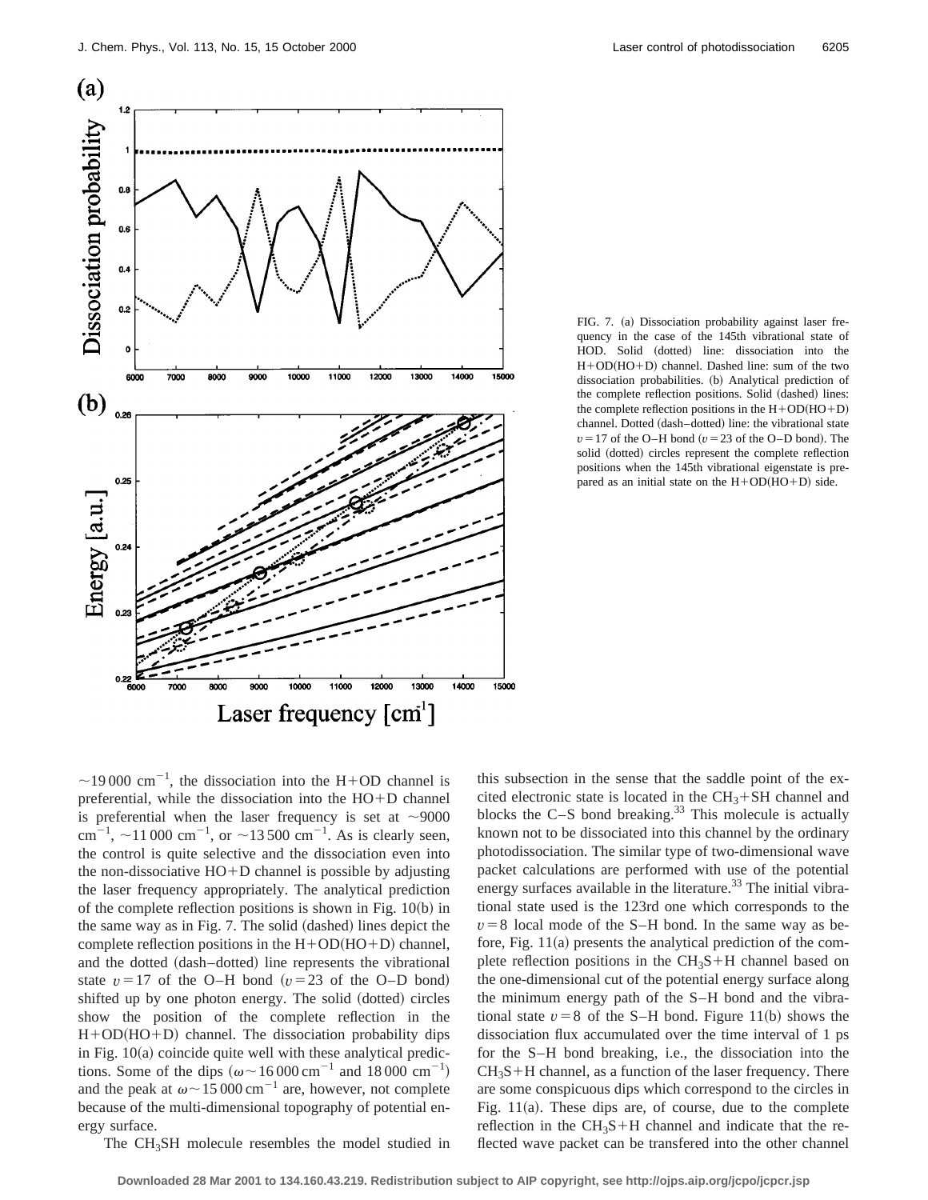FIG. 7. (a) Dissociation probability against laser frequency in the case of the 145th vibrational state of HOD. Solid (dotted) line: dissociation into the H+OD(HO+D) channel. Dashed line: sum of the two dissociation probabilities. (b) Analytical prediction of the complete reflection positions. Solid (dashed) lines: the complete reflection positions in the H+OD(HO+D) channel. Dotted (dash–dotted) line: the vibrational state $v=17$ of the O–H bond ($v=23$ of the O–D bond). The solid (dotted) circles represent the complete reflection positions when the 145th vibrational eigenstate is prepared as an initial state on the H+OD(HO+D) side.

$\sim$19 000 cm$^{-1}$, the dissociation into the H+OD channel is preferential, while the dissociation into the HO+D channel is preferential when the laser frequency is set at $\sim$9000 cm$^{-1}$, $\sim$11 000 cm$^{-1}$, or $\sim$13 500 cm$^{-1}$. As is clearly seen, the control is quite selective and the dissociation even into the non-dissociative HO+D channel is possible by adjusting the laser frequency appropriately. The analytical prediction of the complete reflection positions is shown in Fig. 10(b) in the same way as in Fig. 7. The solid (dashed) lines depict the complete reflection positions in the H+OD(HO+D) channel, and the dotted (dash–dotted) line represents the vibrational state $v=17$ of the O–H bond ($v=23$ of the O–D bond) shifted up by one photon energy. The solid (dotted) circles show the position of the complete reflection in the H+OD(HO+D) channel. The dissociation probability dips in Fig. 10(a) coincide quite well with these analytical predictions. Some of the dips ($\omega \sim 16\,000$ cm$^{-1}$ and 18 000 cm$^{-1}$) and the peak at $\omega \sim 15\,000$ cm$^{-1}$ are, however, not complete because of the multi-dimensional topography of potential energy surface.

The $CH_3SH$ molecule resembles the model studied in this subsection in the sense that the saddle point of the excited electronic state is located in the $CH_3$+SH channel and blocks the C–S bond breaking.[33] This molecule is actually known not to be dissociated into this channel by the ordinary photodissociation. The similar type of two-dimensional wave packet calculations are performed with use of the potential energy surfaces available in the literature.[33] The initial vibrational state used is the 123rd one which corresponds to the $v=8$ local mode of the S–H bond. In the same way as before, Fig. 11(a) presents the analytical prediction of the complete reflection positions in the $CH_3S$+H channel based on the one-dimensional cut of the potential energy surface along the minimum energy path of the S–H bond and the vibrational state $v=8$ of the S–H bond. Figure 11(b) shows the dissociation flux accumulated over the time interval of 1 ps for the S–H bond breaking, i.e., the dissociation into the $CH_3S$+H channel, as a function of the laser frequency. There are some conspicuous dips which correspond to the circles in Fig. 11(a). These dips are, of course, due to the complete reflection in the $CH_3S$+H channel and indicate that the reflected wave packet can be transfered into the other channel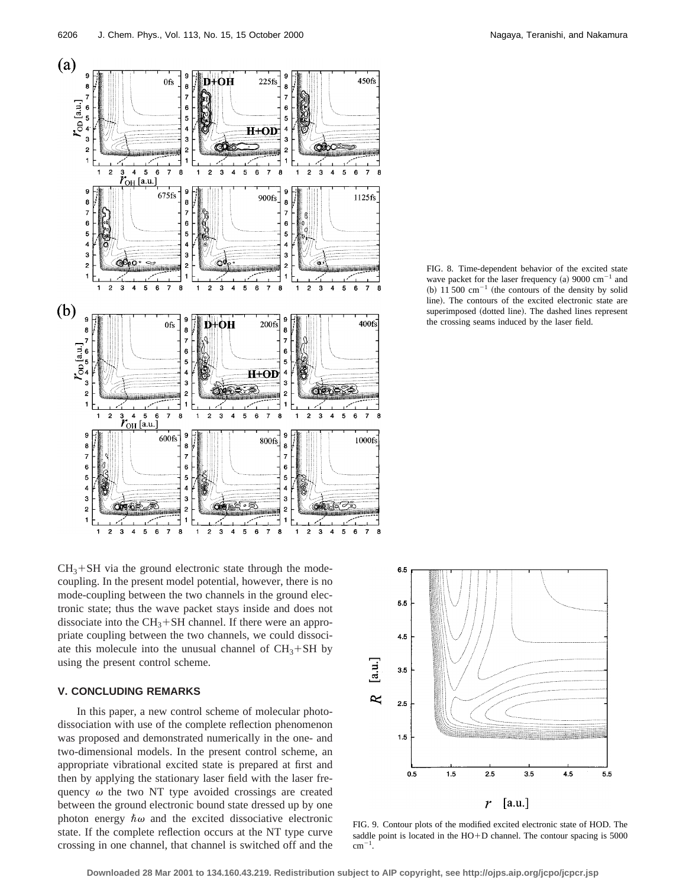FIG. 8. Time-dependent behavior of the excited state wave packet for the laser frequency (a) 9000 $cm^{-1}$ and (b) 11 500 $cm^{-1}$ (the contours of the density by solid line). The contours of the excited electronic state are superimposed (dotted line). The dashed lines represent the crossing seams induced by the laser field.

$CH_3$+SH via the ground electronic state through the mode-coupling. In the present model potential, however, there is no mode-coupling between the two channels in the ground electronic state; thus the wave packet stays inside and does not dissociate into the $CH_3$+SH channel. If there were an appropriate coupling between the two channels, we could dissociate this molecule into the unusual channel of $CH_3$+SH by using the present control scheme.

## V. CONCLUDING REMARKS

In this paper, a new control scheme of molecular photodissociation with use of the complete reflection phenomenon was proposed and demonstrated numerically in the one- and two-dimensional models. In the present control scheme, an appropriate vibrational excited state is prepared at first and then by applying the stationary laser field with the laser frequency $\omega$ the two NT type avoided crossings are created between the ground electronic bound state dressed up by one photon energy $\hbar\omega$ and the excited dissociative electronic state. If the complete reflection occurs at the NT type curve crossing in one channel, that channel is switched off and the

FIG. 9. Contour plots of the modified excited electronic state of HOD. The saddle point is located in the HO+D channel. The contour spacing is 5000 $cm^{-1}$.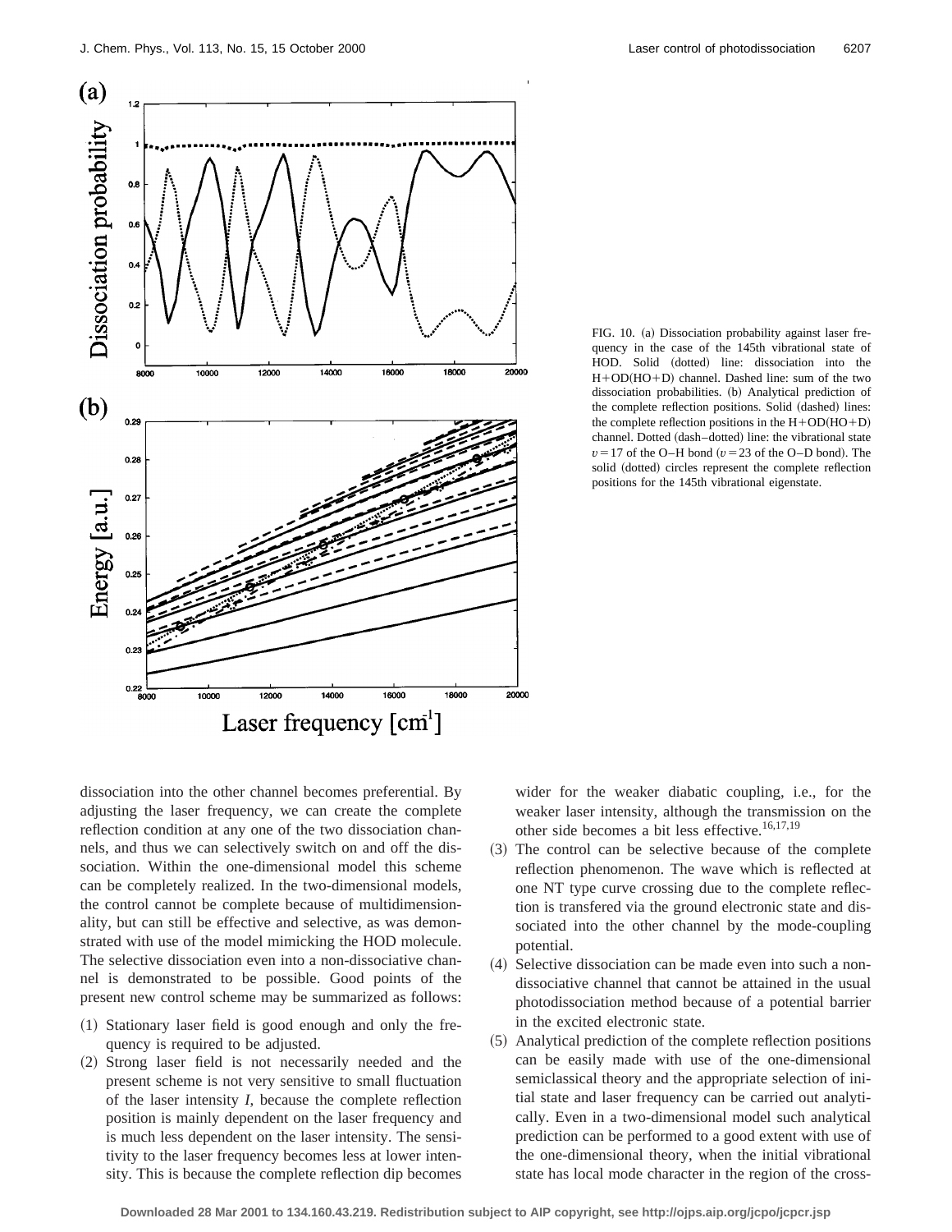FIG. 10. (a) Dissociation probability against laser frequency in the case of the 145th vibrational state of HOD. Solid (dotted) line: dissociation into the H+OD(HO+D) channel. Dashed line: sum of the two dissociation probabilities. (b) Analytical prediction of the complete reflection positions. Solid (dashed) lines: the complete reflection positions in the H+OD(HO+D) channel. Dotted (dash–dotted) line: the vibrational state $v=17$ of the O–H bond ($v=23$ of the O–D bond). The solid (dotted) circles represent the complete reflection positions for the 145th vibrational eigenstate.

dissociation into the other channel becomes preferential. By adjusting the laser frequency, we can create the complete reflection condition at any one of the two dissociation channels, and thus we can selectively switch on and off the dissociation. Within the one-dimensional model this scheme can be completely realized. In the two-dimensional models, the control cannot be complete because of multidimensionality, but can still be effective and selective, as was demonstrated with use of the model mimicking the HOD molecule. The selective dissociation even into a non-dissociative channel is demonstrated to be possible. Good points of the present new control scheme may be summarized as follows:

(1) Stationary laser field is good enough and only the frequency is required to be adjusted.
(2) Strong laser field is not necessarily needed and the present scheme is not very sensitive to small fluctuation of the laser intensity $I$, because the complete reflection position is mainly dependent on the laser frequency and is much less dependent on the laser intensity. The sensitivity to the laser frequency becomes less at lower intensity. This is because the complete reflection dip becomes wider for the weaker diabatic coupling, i.e., for the weaker laser intensity, although the transmission on the other side becomes a bit less effective.[16,17,19]
(3) The control can be selective because of the complete reflection phenomenon. The wave which is reflected at one NT type curve crossing due to the complete reflection is transfered via the ground electronic state and dissociated into the other channel by the mode-coupling potential.
(4) Selective dissociation can be made even into such a non-dissociative channel that cannot be attained in the usual photodissociation method because of a potential barrier in the excited electronic state.
(5) Analytical prediction of the complete reflection positions can be easily made with use of the one-dimensional semiclassical theory and the appropriate selection of initial state and laser frequency can be carried out analytically. Even in a two-dimensional model such analytical prediction can be performed to a good extent with use of the one-dimensional theory, when the initial vibrational state has local mode character in the region of the cross-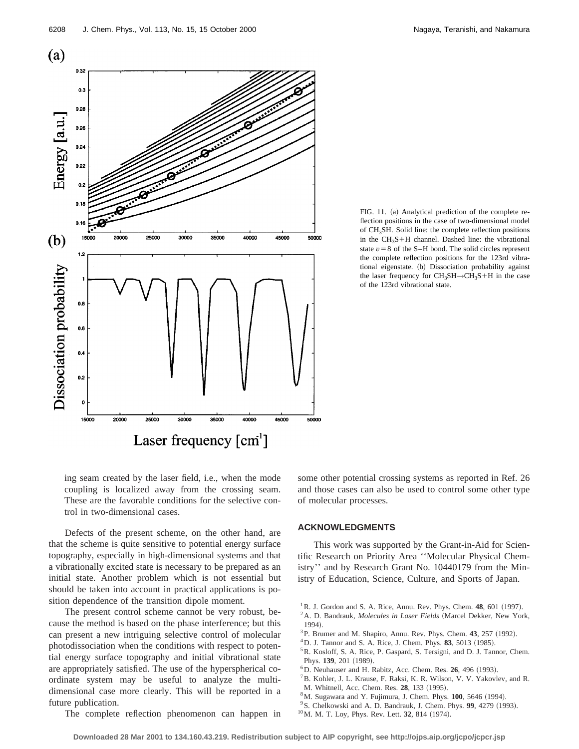FIG. 11. (a) Analytical prediction of the complete reflection positions in the case of two-dimensional model of $CH_3SH$. Solid line: the complete reflection positions in the $CH_3S+H$ channel. Dashed line: the vibrational state $v=8$ of the S–H bond. The solid circles represent the complete reflection positions for the 123rd vibrational eigenstate. (b) Dissociation probability against the laser frequency for $CH_3SH \rightarrow CH_3S+H$ in the case of the 123rd vibrational state.

ing seam created by the laser field, i.e., when the mode coupling is localized away from the crossing seam. These are the favorable conditions for the selective control in two-dimensional cases.

Defects of the present scheme, on the other hand, are that the scheme is quite sensitive to potential energy surface topography, especially in high-dimensional systems and that a vibrationally excited state is necessary to be prepared as an initial state. Another problem which is not essential but should be taken into account in practical applications is position dependence of the transition dipole moment.

The present control scheme cannot be very robust, because the method is based on the phase interference; but this can present a new intriguing selective control of molecular photodissociation when the conditions with respect to potential energy surface topography and initial vibrational state are appropriately satisfied. The use of the hyperspherical coordinate system may be useful to analyze the multidimensional case more clearly. This will be reported in a future publication.

The complete reflection phenomenon can happen in some other potential crossing systems as reported in Ref. 26 and those cases can also be used to control some other type of molecular processes.

## ACKNOWLEDGMENTS

This work was supported by the Grant-in-Aid for Scientific Research on Priority Area ''Molecular Physical Chemistry'' and by Research Grant No. 10440179 from the Ministry of Education, Science, Culture, and Sports of Japan.

[1] R. J. Gordon and S. A. Rice, Annu. Rev. Phys. Chem. **48**, 601 (1997).

[2] A. D. Bandrauk, *Molecules in Laser Fields* (Marcel Dekker, New York, 1994).

[3] P. Brumer and M. Shapiro, Annu. Rev. Phys. Chem. **43**, 257 (1992).

[4] D. J. Tannor and S. A. Rice, J. Chem. Phys. **83**, 5013 (1985).

[5] R. Kosloff, S. A. Rice, P. Gaspard, S. Tersigni, and D. J. Tannor, Chem. Phys. **139**, 201 (1989).

[6] D. Neuhauser and H. Rabitz, Acc. Chem. Res. **26**, 496 (1993).

[7] B. Kohler, J. L. Krause, F. Raksi, K. R. Wilson, V. V. Yakovlev, and R. M. Whitnell, Acc. Chem. Res. **28**, 133 (1995).

[8] M. Sugawara and Y. Fujimura, J. Chem. Phys. **100**, 5646 (1994).

[9] S. Chelkowski and A. D. Bandrauk, J. Chem. Phys. **99**, 4279 (1993).

[10] M. M. T. Loy, Phys. Rev. Lett. **32**, 814 (1974).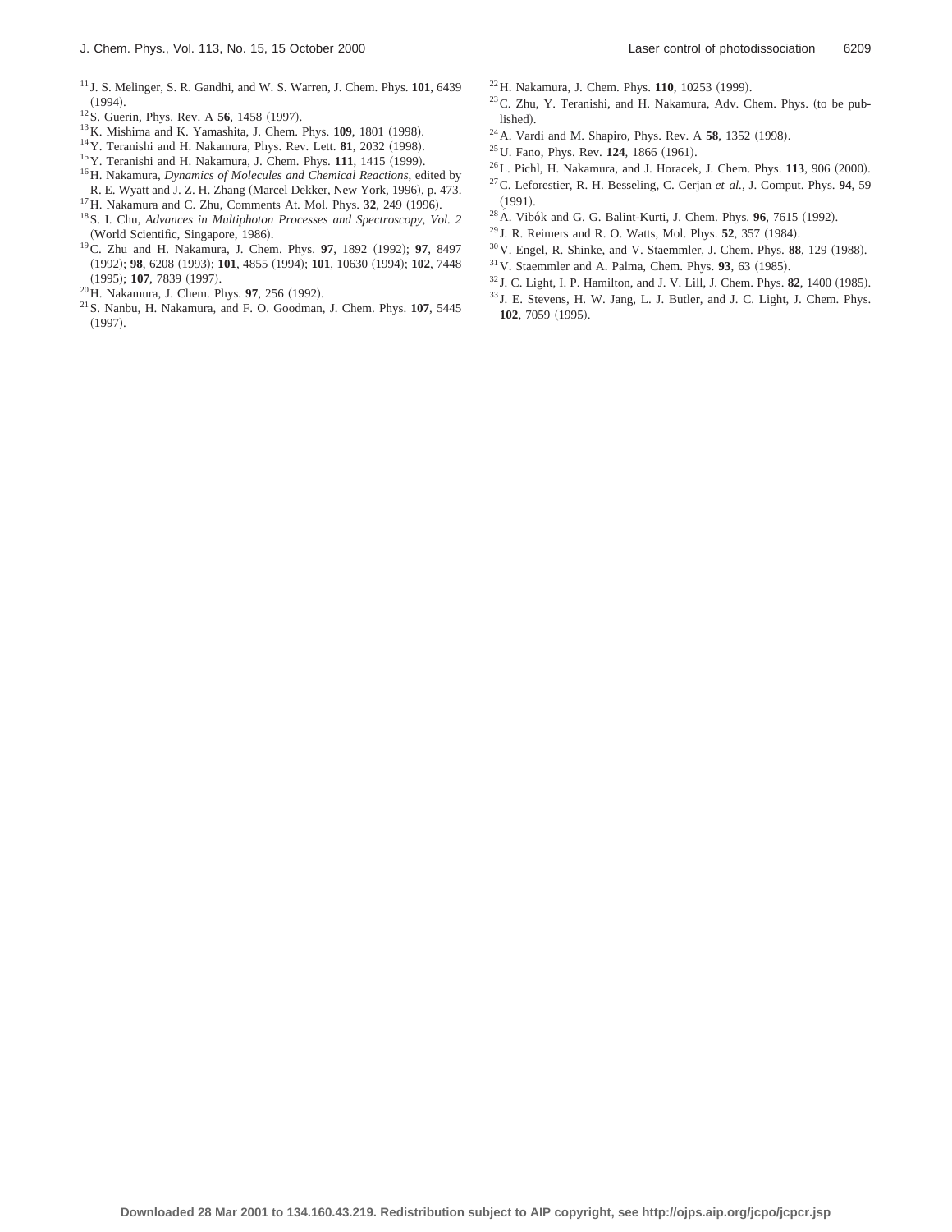[11] J. S. Melinger, S. R. Gandhi, and W. S. Warren, J. Chem. Phys. **101**, 6439 (1994).

[12] S. Guerin, Phys. Rev. A **56**, 1458 (1997).

[13] K. Mishima and K. Yamashita, J. Chem. Phys. **109**, 1801 (1998).

[14] Y. Teranishi and H. Nakamura, Phys. Rev. Lett. **81**, 2032 (1998).

[15] Y. Teranishi and H. Nakamura, J. Chem. Phys. **111**, 1415 (1999).

[16] H. Nakamura, *Dynamics of Molecules and Chemical Reactions*, edited by R. E. Wyatt and J. Z. H. Zhang (Marcel Dekker, New York, 1996), p. 473.

[17] H. Nakamura and C. Zhu, Comments At. Mol. Phys. **32**, 249 (1996).

[18] S. I. Chu, *Advances in Multiphoton Processes and Spectroscopy, Vol. 2* (World Scientific, Singapore, 1986).

[19] C. Zhu and H. Nakamura, J. Chem. Phys. **97**, 1892 (1992); **97**, 8497 (1992); **98**, 6208 (1993); **101**, 4855 (1994); **101**, 10630 (1994); **102**, 7448 (1995); **107**, 7839 (1997).

[20] H. Nakamura, J. Chem. Phys. **97**, 256 (1992).

[21] S. Nanbu, H. Nakamura, and F. O. Goodman, J. Chem. Phys. **107**, 5445 (1997).

[22] H. Nakamura, J. Chem. Phys. **110**, 10253 (1999).

[23] C. Zhu, Y. Teranishi, and H. Nakamura, Adv. Chem. Phys. (to be published).

[24] A. Vardi and M. Shapiro, Phys. Rev. A **58**, 1352 (1998).

[25] U. Fano, Phys. Rev. **124**, 1866 (1961).

[26] L. Pichl, H. Nakamura, and J. Horacek, J. Chem. Phys. **113**, 906 (2000).

[27] C. Leforestier, R. H. Besseling, C. Cerjan *et al.*, J. Comput. Phys. **94**, 59 (1991).

[28] Á. Vibók and G. G. Balint-Kurti, J. Chem. Phys. **96**, 7615 (1992).

[29] J. R. Reimers and R. O. Watts, Mol. Phys. **52**, 357 (1984).

[30] V. Engel, R. Shinke, and V. Staemmler, J. Chem. Phys. **88**, 129 (1988).

[31] V. Staemmler and A. Palma, Chem. Phys. **93**, 63 (1985).

[32] J. C. Light, I. P. Hamilton, and J. V. Lill, J. Chem. Phys. **82**, 1400 (1985).

[33] J. E. Stevens, H. W. Jang, L. J. Butler, and J. C. Light, J. Chem. Phys. **102**, 7059 (1995).